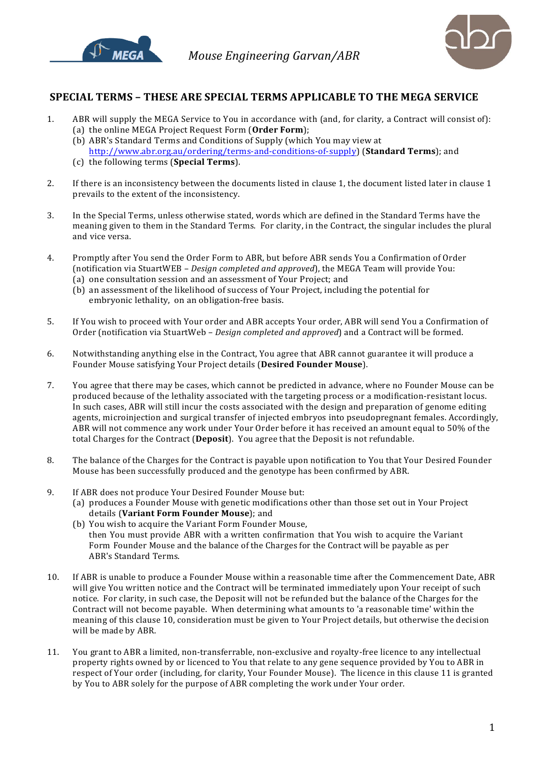Mouse Engineering Garvan/ABR

## SPECIAL TERMS – THESE ARE SPECIAL TERMS APPLICABLE TO THE MEGA SERVICE

1. ABR will supply the MEGA Service to You in accordance with (and, for clarity, a Contract will consist of):
   (a) the online MEGA Project Request Form (**Order Form**);
   (b) ABR's Standard Terms and Conditions of Supply (which You may view at http://www.abr.org.au/ordering/terms-and-conditions-of-supply) (**Standard Terms**); and
   (c) the following terms (**Special Terms**).

2. If there is an inconsistency between the documents listed in clause 1, the document listed later in clause 1 prevails to the extent of the inconsistency.

3. In the Special Terms, unless otherwise stated, words which are defined in the Standard Terms have the meaning given to them in the Standard Terms. For clarity, in the Contract, the singular includes the plural and vice versa.

4. Promptly after You send the Order Form to ABR, but before ABR sends You a Confirmation of Order (notification via StuartWEB – *Design completed and approved*), the MEGA Team will provide You:
   (a) one consultation session and an assessment of Your Project; and
   (b) an assessment of the likelihood of success of Your Project, including the potential for embryonic lethality, on an obligation-free basis.

5. If You wish to proceed with Your order and ABR accepts Your order, ABR will send You a Confirmation of Order (notification via StuartWeb – *Design completed and approved*) and a Contract will be formed.

6. Notwithstanding anything else in the Contract, You agree that ABR cannot guarantee it will produce a Founder Mouse satisfying Your Project details (**Desired Founder Mouse**).

7. You agree that there may be cases, which cannot be predicted in advance, where no Founder Mouse can be produced because of the lethality associated with the targeting process or a modification-resistant locus. In such cases, ABR will still incur the costs associated with the design and preparation of genome editing agents, microinjection and surgical transfer of injected embryos into pseudopregnant females. Accordingly, ABR will not commence any work under Your Order before it has received an amount equal to 50% of the total Charges for the Contract (**Deposit**). You agree that the Deposit is not refundable.

8. The balance of the Charges for the Contract is payable upon notification to You that Your Desired Founder Mouse has been successfully produced and the genotype has been confirmed by ABR.

9. If ABR does not produce Your Desired Founder Mouse but:
   (a) produces a Founder Mouse with genetic modifications other than those set out in Your Project details (**Variant Form Founder Mouse**); and
   (b) You wish to acquire the Variant Form Founder Mouse,
   then You must provide ABR with a written confirmation that You wish to acquire the Variant Form Founder Mouse and the balance of the Charges for the Contract will be payable as per ABR's Standard Terms.

10. If ABR is unable to produce a Founder Mouse within a reasonable time after the Commencement Date, ABR will give You written notice and the Contract will be terminated immediately upon Your receipt of such notice. For clarity, in such case, the Deposit will not be refunded but the balance of the Charges for the Contract will not become payable. When determining what amounts to 'a reasonable time' within the meaning of this clause 10, consideration must be given to Your Project details, but otherwise the decision will be made by ABR.

11. You grant to ABR a limited, non-transferrable, non-exclusive and royalty-free licence to any intellectual property rights owned by or licenced to You that relate to any gene sequence provided by You to ABR in respect of Your order (including, for clarity, Your Founder Mouse). The licence in this clause 11 is granted by You to ABR solely for the purpose of ABR completing the work under Your order.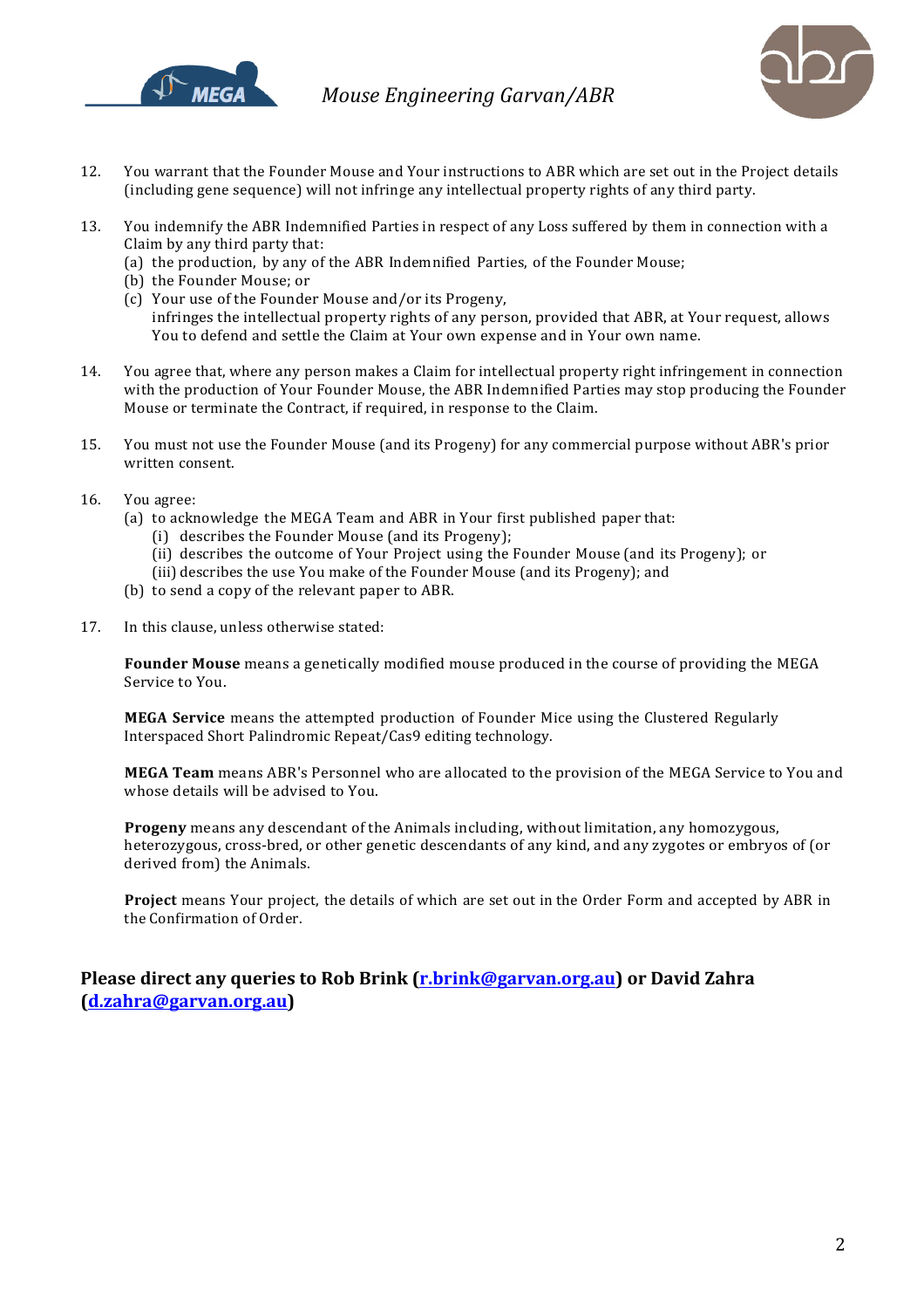12. You warrant that the Founder Mouse and Your instructions to ABR which are set out in the Project details (including gene sequence) will not infringe any intellectual property rights of any third party.

13. You indemnify the ABR Indemnified Parties in respect of any Loss suffered by them in connection with a Claim by any third party that:
    (a) the production, by any of the ABR Indemnified Parties, of the Founder Mouse;
    (b) the Founder Mouse; or
    (c) Your use of the Founder Mouse and/or its Progeny,
    infringes the intellectual property rights of any person, provided that ABR, at Your request, allows You to defend and settle the Claim at Your own expense and in Your own name.

14. You agree that, where any person makes a Claim for intellectual property right infringement in connection with the production of Your Founder Mouse, the ABR Indemnified Parties may stop producing the Founder Mouse or terminate the Contract, if required, in response to the Claim.

15. You must not use the Founder Mouse (and its Progeny) for any commercial purpose without ABR's prior written consent.

16. You agree:
    (a) to acknowledge the MEGA Team and ABR in Your first published paper that:
        (i) describes the Founder Mouse (and its Progeny);
        (ii) describes the outcome of Your Project using the Founder Mouse (and its Progeny); or
        (iii) describes the use You make of the Founder Mouse (and its Progeny); and
    (b) to send a copy of the relevant paper to ABR.

17. In this clause, unless otherwise stated:

    **Founder Mouse** means a genetically modified mouse produced in the course of providing the MEGA Service to You.

    **MEGA Service** means the attempted production of Founder Mice using the Clustered Regularly Interspaced Short Palindromic Repeat/Cas9 editing technology.

    **MEGA Team** means ABR's Personnel who are allocated to the provision of the MEGA Service to You and whose details will be advised to You.

    **Progeny** means any descendant of the Animals including, without limitation, any homozygous, heterozygous, cross-bred, or other genetic descendants of any kind, and any zygotes or embryos of (or derived from) the Animals.

    **Project** means Your project, the details of which are set out in the Order Form and accepted by ABR in the Confirmation of Order.

**Please direct any queries to Rob Brink ([r.brink@garvan.org.au](mailto:r.brink@garvan.org.au)) or David Zahra ([d.zahra@garvan.org.au](mailto:d.zahra@garvan.org.au))**